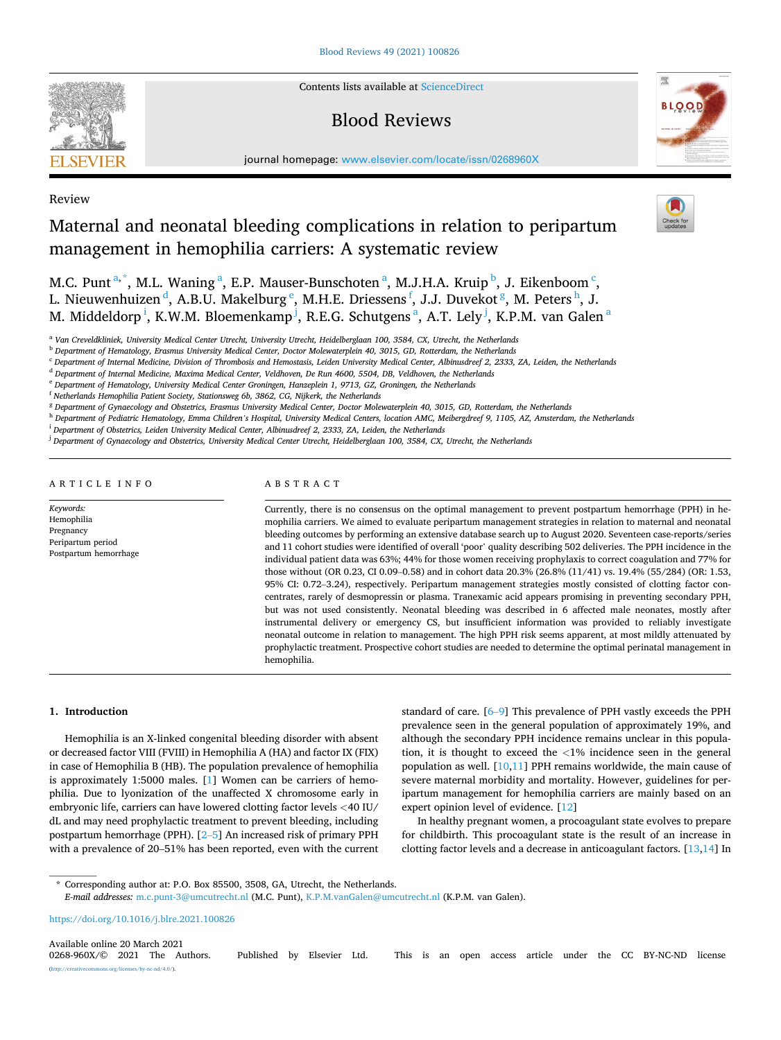Review

# Maternal and neonatal bleeding complications in relation to peripartum management in hemophilia carriers: A systematic review

M.C. Punt [a,*], M.L. Waning [a], E.P. Mauser-Bunschoten [a], M.J.H.A. Kruip [b], J. Eikenboom [c], L. Nieuwenhuizen [d], A.B.U. Makelburg [e], M.H.E. Driessens [f], J.J. Duvekot [g], M. Peters [h], J. M. Middeldorp [i], K.W.M. Bloemenkamp [j], R.E.G. Schutgens [a], A.T. Lely [j], K.P.M. van Galen [a]

[a] Van Creveldkliniek, University Medical Center Utrecht, University Utrecht, Heidelberglaan 100, 3584, CX, Utrecht, the Netherlands
[b] Department of Hematology, Erasmus University Medical Center, Doctor Molewaterplein 40, 3015, GD, Rotterdam, the Netherlands
[c] Department of Internal Medicine, Division of Thrombosis and Hemostasis, Leiden University Medical Center, Albinusdreef 2, 2333, ZA, Leiden, the Netherlands
[d] Department of Internal Medicine, Maxima Medical Center, Veldhoven, De Run 4600, 5504, DB, Veldhoven, the Netherlands
[e] Department of Hematology, University Medical Center Groningen, Hanzeplein 1, 9713, GZ, Groningen, the Netherlands
[f] Netherlands Hemophilia Patient Society, Stationsweg 6b, 3862, CG, Nijkerk, the Netherlands
[g] Department of Gynaecology and Obstetrics, Erasmus University Medical Center, Doctor Molewaterplein 40, 3015, GD, Rotterdam, the Netherlands
[h] Department of Pediatric Hematology, Emma Children's Hospital, University Medical Centers, location AMC, Meibergdreef 9, 1105, AZ, Amsterdam, the Netherlands
[i] Department of Obstetrics, Leiden University Medical Center, Albinusdreef 2, 2333, ZA, Leiden, the Netherlands
[j] Department of Gynaecology and Obstetrics, University Medical Center Utrecht, Heidelberglaan 100, 3584, CX, Utrecht, the Netherlands

## ARTICLE INFO

*Keywords:*
Hemophilia
Pregnancy
Peripartum period
Postpartum hemorrhage

## ABSTRACT

Currently, there is no consensus on the optimal management to prevent postpartum hemorrhage (PPH) in hemophilia carriers. We aimed to evaluate peripartum management strategies in relation to maternal and neonatal bleeding outcomes by performing an extensive database search up to August 2020. Seventeen case-reports/series and 11 cohort studies were identified of overall 'poor' quality describing 502 deliveries. The PPH incidence in the individual patient data was 63%; 44% for those women receiving prophylaxis to correct coagulation and 77% for those without (OR 0.23, CI 0.09–0.58) and in cohort data 20.3% (26.8% (11/41) vs. 19.4% (55/284) (OR: 1.53, 95% CI: 0.72–3.24), respectively. Peripartum management strategies mostly consisted of clotting factor concentrates, rarely of desmopressin or plasma. Tranexamic acid appears promising in preventing secondary PPH, but was not used consistently. Neonatal bleeding was described in 6 affected male neonates, mostly after instrumental delivery or emergency CS, but insufficient information was provided to reliably investigate neonatal outcome in relation to management. The high PPH risk seems apparent, at most mildly attenuated by prophylactic treatment. Prospective cohort studies are needed to determine the optimal perinatal management in hemophilia.

## 1. Introduction

Hemophilia is an X-linked congenital bleeding disorder with absent or decreased factor VIII (FVIII) in Hemophilia A (HA) and factor IX (FIX) in case of Hemophilia B (HB). The population prevalence of hemophilia is approximately 1:5000 males. [1] Women can be carriers of hemophilia. Due to lyonization of the unaffected X chromosome early in embryonic life, carriers can have lowered clotting factor levels <40 IU/dL and may need prophylactic treatment to prevent bleeding, including postpartum hemorrhage (PPH). [2–5] An increased risk of primary PPH with a prevalence of 20–51% has been reported, even with the current standard of care. [6–9] This prevalence of PPH vastly exceeds the PPH prevalence seen in the general population of approximately 19%, and although the secondary PPH incidence remains unclear in this population, it is thought to exceed the <1% incidence seen in the general population as well. [10,11] PPH remains worldwide, the main cause of severe maternal morbidity and mortality. However, guidelines for peripartum management for hemophilia carriers are mainly based on an expert opinion level of evidence. [12]

In healthy pregnant women, a procoagulant state evolves to prepare for childbirth. This procoagulant state is the result of an increase in clotting factor levels and a decrease in anticoagulant factors. [13,14] In

* Corresponding author at: P.O. Box 85500, 3508, GA, Utrecht, the Netherlands.
*E-mail addresses:* m.c.punt-3@umcutrecht.nl (M.C. Punt), K.P.M.vanGalen@umcutrecht.nl (K.P.M. van Galen).

https://doi.org/10.1016/j.blre.2021.100826

Available online 20 March 2021
0268-960X/© 2021 The Authors. Published by Elsevier Ltd. This is an open access article under the CC BY-NC-ND license (http://creativecommons.org/licenses/by-nc-nd/4.0/).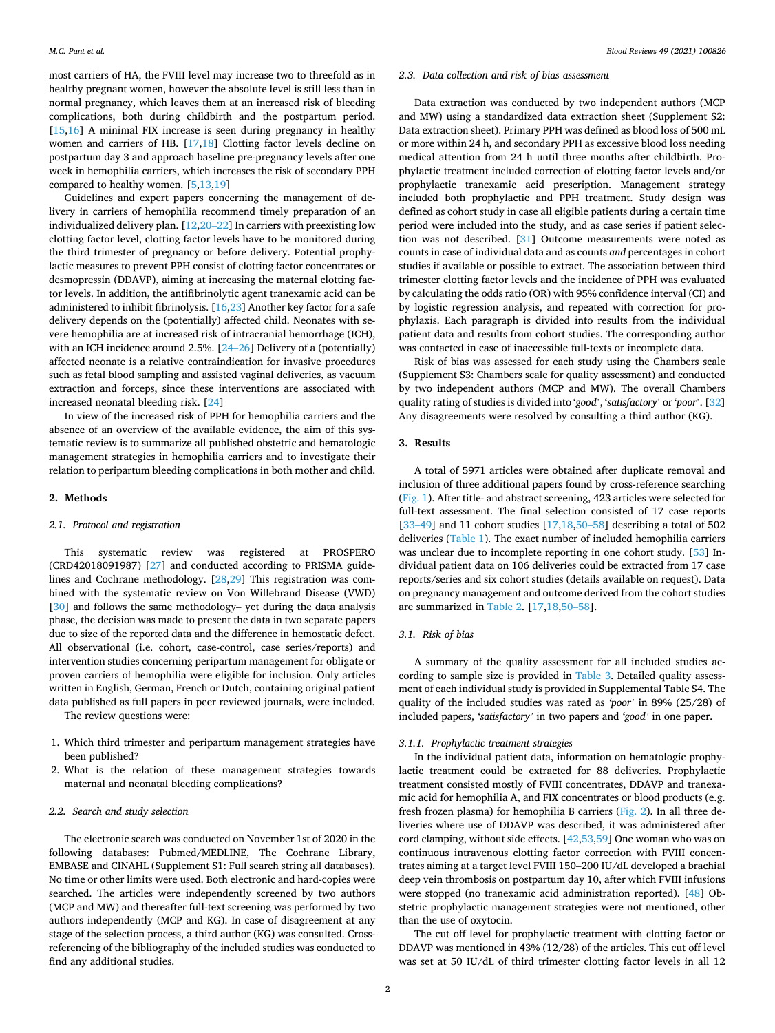most carriers of HA, the FVIII level may increase two to threefold as in healthy pregnant women, however the absolute level is still less than in normal pregnancy, which leaves them at an increased risk of bleeding complications, both during childbirth and the postpartum period. [15,16] A minimal FIX increase is seen during pregnancy in healthy women and carriers of HB. [17,18] Clotting factor levels decline on postpartum day 3 and approach baseline pre-pregnancy levels after one week in hemophilia carriers, which increases the risk of secondary PPH compared to healthy women. [5,13,19]

Guidelines and expert papers concerning the management of delivery in carriers of hemophilia recommend timely preparation of an individualized delivery plan. [12,20–22] In carriers with preexisting low clotting factor level, clotting factor levels have to be monitored during the third trimester of pregnancy or before delivery. Potential prophylactic measures to prevent PPH consist of clotting factor concentrates or desmopressin (DDAVP), aiming at increasing the maternal clotting factor levels. In addition, the antifibrinolytic agent tranexamic acid can be administered to inhibit fibrinolysis. [16,23] Another key factor for a safe delivery depends on the (potentially) affected child. Neonates with severe hemophilia are at increased risk of intracranial hemorrhage (ICH), with an ICH incidence around 2.5%. [24–26] Delivery of a (potentially) affected neonate is a relative contraindication for invasive procedures such as fetal blood sampling and assisted vaginal deliveries, as vacuum extraction and forceps, since these interventions are associated with increased neonatal bleeding risk. [24]

In view of the increased risk of PPH for hemophilia carriers and the absence of an overview of the available evidence, the aim of this systematic review is to summarize all published obstetric and hematologic management strategies in hemophilia carriers and to investigate their relation to peripartum bleeding complications in both mother and child.

## 2. Methods

### 2.1. Protocol and registration

This systematic review was registered at PROSPERO (CRD42018091987) [27] and conducted according to PRISMA guidelines and Cochrane methodology. [28,29] This registration was combined with the systematic review on Von Willebrand Disease (VWD) [30] and follows the same methodology– yet during the data analysis phase, the decision was made to present the data in two separate papers due to size of the reported data and the difference in hemostatic defect. All observational (i.e. cohort, case-control, case series/reports) and intervention studies concerning peripartum management for obligate or proven carriers of hemophilia were eligible for inclusion. Only articles written in English, German, French or Dutch, containing original patient data published as full papers in peer reviewed journals, were included.

The review questions were:

1. Which third trimester and peripartum management strategies have been published?
2. What is the relation of these management strategies towards maternal and neonatal bleeding complications?

### 2.2. Search and study selection

The electronic search was conducted on November 1st of 2020 in the following databases: Pubmed/MEDLINE, The Cochrane Library, EMBASE and CINAHL (Supplement S1: Full search string all databases). No time or other limits were used. Both electronic and hard-copies were searched. The articles were independently screened by two authors (MCP and MW) and thereafter full-text screening was performed by two authors independently (MCP and KG). In case of disagreement at any stage of the selection process, a third author (KG) was consulted. Cross-referencing of the bibliography of the included studies was conducted to find any additional studies.

### 2.3. Data collection and risk of bias assessment

Data extraction was conducted by two independent authors (MCP and MW) using a standardized data extraction sheet (Supplement S2: Data extraction sheet). Primary PPH was defined as blood loss of 500 mL or more within 24 h, and secondary PPH as excessive blood loss needing medical attention from 24 h until three months after childbirth. Prophylactic treatment included correction of clotting factor levels and/or prophylactic tranexamic acid prescription. Management strategy included both prophylactic and PPH treatment. Study design was defined as cohort study in case all eligible patients during a certain time period were included into the study, and as case series if patient selection was not described. [31] Outcome measurements were noted as counts in case of individual data and as counts *and* percentages in cohort studies if available or possible to extract. The association between third trimester clotting factor levels and the incidence of PPH was evaluated by calculating the odds ratio (OR) with 95% confidence interval (CI) and by logistic regression analysis, and repeated with correction for prophylaxis. Each paragraph is divided into results from the individual patient data and results from cohort studies. The corresponding author was contacted in case of inaccessible full-texts or incomplete data.

Risk of bias was assessed for each study using the Chambers scale (Supplement S3: Chambers scale for quality assessment) and conducted by two independent authors (MCP and MW). The overall Chambers quality rating of studies is divided into '*good*', '*satisfactory*' or '*poor*'. [32] Any disagreements were resolved by consulting a third author (KG).

## 3. Results

A total of 5971 articles were obtained after duplicate removal and inclusion of three additional papers found by cross-reference searching (Fig. 1). After title- and abstract screening, 423 articles were selected for full-text assessment. The final selection consisted of 17 case reports [33–49] and 11 cohort studies [17,18,50–58] describing a total of 502 deliveries (Table 1). The exact number of included hemophilia carriers was unclear due to incomplete reporting in one cohort study. [53] Individual patient data on 106 deliveries could be extracted from 17 case reports/series and six cohort studies (details available on request). Data on pregnancy management and outcome derived from the cohort studies are summarized in Table 2. [17,18,50–58].

### 3.1. Risk of bias

A summary of the quality assessment for all included studies according to sample size is provided in Table 3. Detailed quality assessment of each individual study is provided in Supplemental Table S4. The quality of the included studies was rated as *'poor'* in 89% (25/28) of included papers, *'satisfactory'* in two papers and *'good'* in one paper.

#### 3.1.1. Prophylactic treatment strategies

In the individual patient data, information on hematologic prophylactic treatment could be extracted for 88 deliveries. Prophylactic treatment consisted mostly of FVIII concentrates, DDAVP and tranexamic acid for hemophilia A, and FIX concentrates or blood products (e.g. fresh frozen plasma) for hemophilia B carriers (Fig. 2). In all three deliveries where use of DDAVP was described, it was administered after cord clamping, without side effects. [42,53,59] One woman who was on continuous intravenous clotting factor correction with FVIII concentrates aiming at a target level FVIII 150–200 IU/dL developed a brachial deep vein thrombosis on postpartum day 10, after which FVIII infusions were stopped (no tranexamic acid administration reported). [48] Obstetric prophylactic management strategies were not mentioned, other than the use of oxytocin.

The cut off level for prophylactic treatment with clotting factor or DDAVP was mentioned in 43% (12/28) of the articles. This cut off level was set at 50 IU/dL of third trimester clotting factor levels in all 12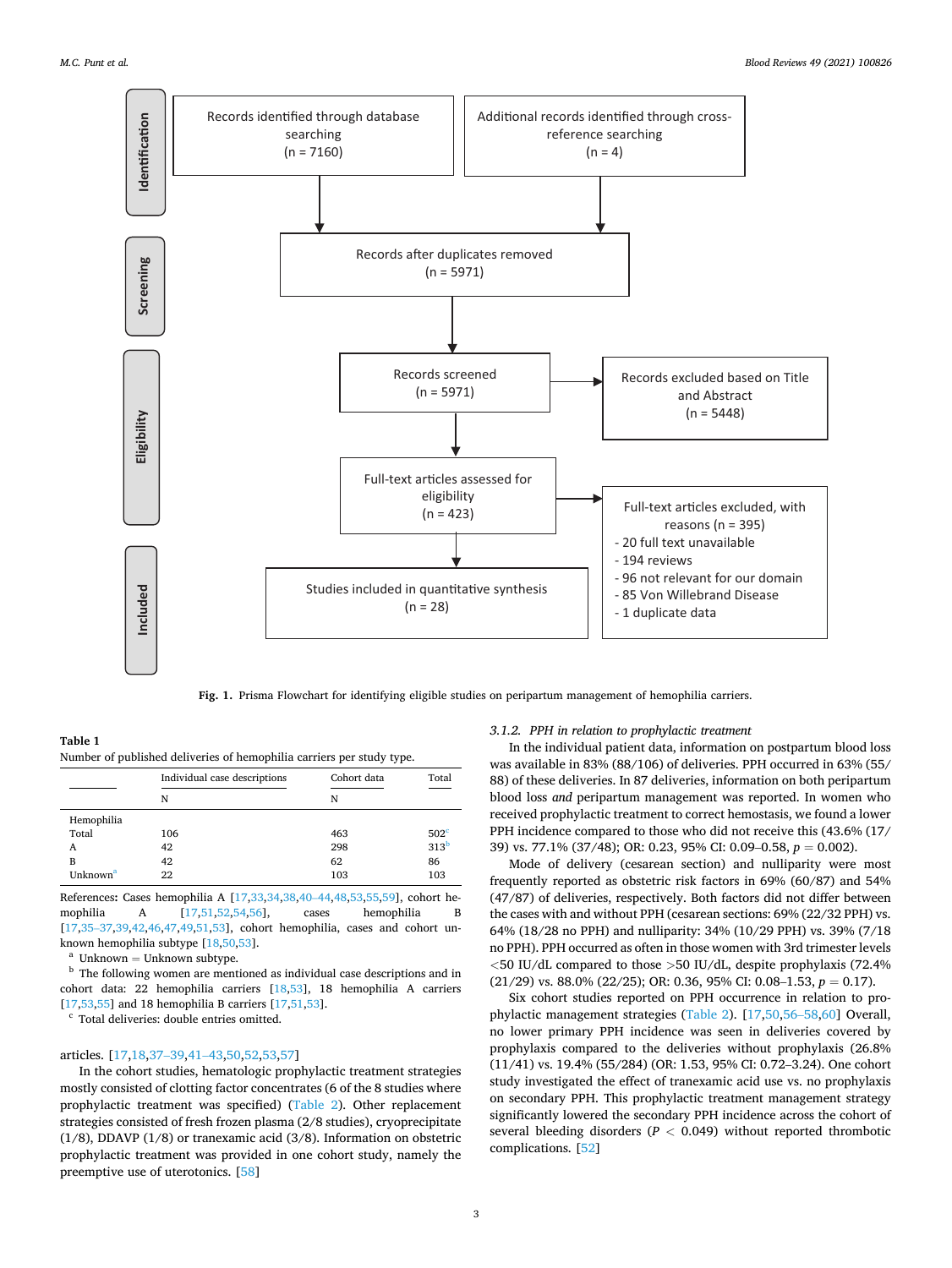Identification

Records identified through database searching (n = 7160)

Additional records identified through cross-reference searching (n = 4)

Screening

Records after duplicates removed (n = 5971)

Eligibility

Records screened (n = 5971)

Records excluded based on Title and Abstract (n = 5448)

Full-text articles assessed for eligibility (n = 423)

Full-text articles excluded, with reasons (n = 395)
- 20 full text unavailable
- 194 reviews
- 96 not relevant for our domain
- 85 Von Willebrand Disease
- 1 duplicate data

Included

Studies included in quantitative synthesis (n = 28)

**Fig. 1.** Prisma Flowchart for identifying eligible studies on peripartum management of hemophilia carriers.

**Table 1**
Number of published deliveries of hemophilia carriers per study type.

| | Individual case descriptions | Cohort data | Total |
|---|---|---|---|
| | N | N | |
| Hemophilia | | | |
| Total | 106 | 463 | 502[c] |
| A | 42 | 298 | 313[b] |
| B | 42 | 62 | 86 |
| Unknown[a] | 22 | 103 | 103 |

References**:** Cases hemophilia A [17,33,34,38,40–44,48,53,55,59], cohort hemophilia A [17,51,52,54,56], cases hemophilia B [17,35–37,39,42,46,47,49,51,53], cohort hemophilia, cases and cohort unknown hemophilia subtype [18,50,53].

[a] Unknown = Unknown subtype.

[b] The following women are mentioned as individual case descriptions and in cohort data: 22 hemophilia carriers [18,53], 18 hemophilia A carriers [17,53,55] and 18 hemophilia B carriers [17,51,53].

[c] Total deliveries: double entries omitted.

articles. [17,18,37–39,41–43,50,52,53,57]

In the cohort studies, hematologic prophylactic treatment strategies mostly consisted of clotting factor concentrates (6 of the 8 studies where prophylactic treatment was specified) (Table 2). Other replacement strategies consisted of fresh frozen plasma (2/8 studies), cryoprecipitate (1/8), DDAVP (1/8) or tranexamic acid (3/8). Information on obstetric prophylactic treatment was provided in one cohort study, namely the preemptive use of uterotonics. [58]

#### 3.1.2. *PPH in relation to prophylactic treatment*

In the individual patient data, information on postpartum blood loss was available in 83% (88/106) of deliveries. PPH occurred in 63% (55/88) of these deliveries. In 87 deliveries, information on both peripartum blood loss *and* peripartum management was reported. In women who received prophylactic treatment to correct hemostasis, we found a lower PPH incidence compared to those who did not receive this (43.6% (17/39) vs. 77.1% (37/48); OR: 0.23, 95% CI: 0.09–0.58, $p = 0.002$).

Mode of delivery (cesarean section) and nulliparity were most frequently reported as obstetric risk factors in 69% (60/87) and 54% (47/87) of deliveries, respectively. Both factors did not differ between the cases with and without PPH (cesarean sections: 69% (22/32 PPH) vs. 64% (18/28 no PPH) and nulliparity: 34% (10/29 PPH) vs. 39% (7/18 no PPH). PPH occurred as often in those women with 3rd trimester levels <50 IU/dL compared to those >50 IU/dL, despite prophylaxis (72.4% (21/29) vs. 88.0% (22/25); OR: 0.36, 95% CI: 0.08–1.53, $p = 0.17$).

Six cohort studies reported on PPH occurrence in relation to prophylactic management strategies (Table 2). [17,50,56–58,60] Overall, no lower primary PPH incidence was seen in deliveries covered by prophylaxis compared to the deliveries without prophylaxis (26.8% (11/41) vs. 19.4% (55/284) (OR: 1.53, 95% CI: 0.72–3.24). One cohort study investigated the effect of tranexamic acid use vs. no prophylaxis on secondary PPH. This prophylactic treatment management strategy significantly lowered the secondary PPH incidence across the cohort of several bleeding disorders ($P < 0.049$) without reported thrombotic complications. [52]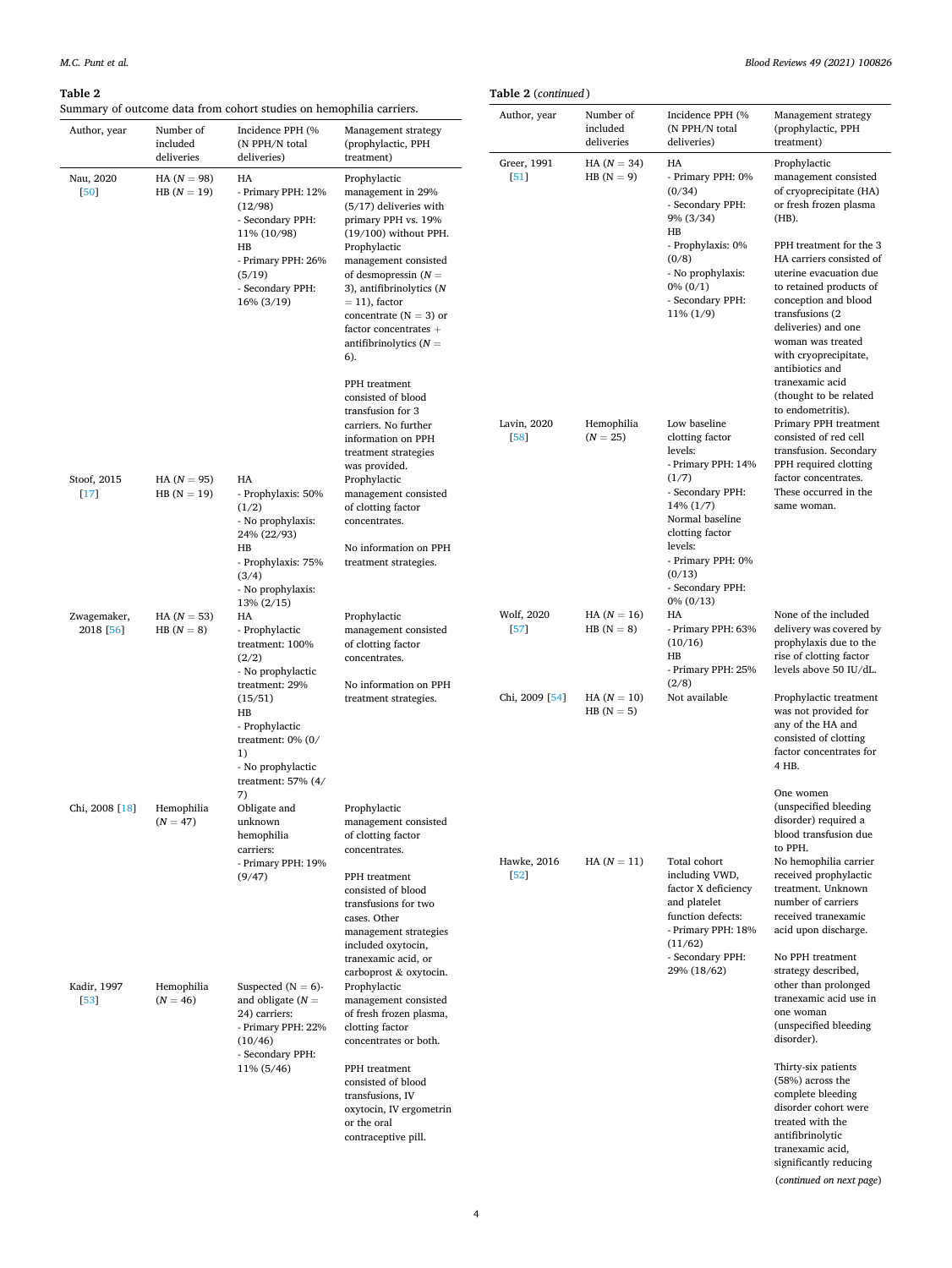**Table 2**

Summary of outcome data from cohort studies on hemophilia carriers.

| Author, year | Number of included deliveries | Incidence PPH (% (N PPH/N total deliveries) | Management strategy (prophylactic, PPH treatment) |
|---|---|---|---|
| Nau, 2020 [50] | HA (N = 98) HB (N = 19) | HA - Primary PPH: 12% (12/98) - Secondary PPH: 11% (10/98) HB - Primary PPH: 26% (5/19) - Secondary PPH: 16% (3/19) | Prophylactic management in 29% (5/17) deliveries with primary PPH vs. 19% (19/100) without PPH. Prophylactic management consisted of desmopressin (N = 3), antifibrinolytics (N = 11), factor concentrate (N = 3) or factor concentrates + antifibrinolytics (N = 6). PPH treatment consisted of blood transfusion for 3 carriers. No further information on PPH treatment strategies was provided. |
| Stoof, 2015 [17] | HA (N = 95) HB (N = 19) | HA - Prophylaxis: 50% (1/2) - No prophylaxis: 24% (22/93) HB - Prophylaxis: 75% (3/4) - No prophylaxis: 13% (2/15) | Prophylactic management consisted of clotting factor concentrates. No information on PPH treatment strategies. |
| Zwagemaker, 2018 [56] | HA (N = 53) HB (N = 8) | HA - Prophylactic treatment: 100% (2/2) - No prophylactic treatment: 29% (15/51) HB - Prophylactic treatment: 0% (0/1) - No prophylactic treatment: 57% (4/7) | Prophylactic management consisted of clotting factor concentrates. No information on PPH treatment strategies. |
| Chi, 2008 [18] | Hemophilia (N = 47) | Obligate and unknown hemophilia carriers: - Primary PPH: 19% (9/47) | Prophylactic management consisted of clotting factor concentrates. PPH treatment consisted of blood transfusions for two cases. Other management strategies included oxytocin, tranexamic acid, or carboprost & oxytocin. |
| Kadir, 1997 [53] | Hemophilia (N = 46) | Suspected (N = 6)- and obligate (N = 24) carriers: - Primary PPH: 22% (10/46) - Secondary PPH: 11% (5/46) | Prophylactic management consisted of fresh frozen plasma, clotting factor concentrates or both. PPH treatment consisted of blood transfusions, IV oxytocin, IV ergometrin or the oral contraceptive pill. |
| Greer, 1991 [51] | HA (N = 34) HB (N = 9) | HA - Primary PPH: 0% (0/34) - Secondary PPH: 9% (3/34) HB - Prophylaxis: 0% (0/8) - No prophylaxis: 0% (0/1) - Secondary PPH: 11% (1/9) | Prophylactic management consisted of cryoprecipitate (HA) or fresh frozen plasma (HB). PPH treatment for the 3 HA carriers consisted of uterine evacuation due to retained products of conception and blood transfusions (2 deliveries) and one woman was treated with cryoprecipitate, antibiotics and tranexamic acid (thought to be related to endometritis). |
| Lavin, 2020 [58] | Hemophilia (N = 25) | Low baseline clotting factor levels: - Primary PPH: 14% (1/7) - Secondary PPH: 14% (1/7) Normal baseline clotting factor levels: - Primary PPH: 0% (0/13) - Secondary PPH: 0% (0/13) | Primary PPH treatment consisted of red cell transfusion. Secondary PPH required clotting factor concentrates. These occurred in the same woman. |
| Wolf, 2020 [57] | HA (N = 16) HB (N = 8) | HA - Primary PPH: 63% (10/16) HB - Primary PPH: 25% (2/8) | None of the included delivery was covered by prophylaxis due to the rise of clotting factor levels above 50 IU/dL. |
| Chi, 2009 [54] | HA (N = 10) HB (N = 5) | Not available | Prophylactic treatment was not provided for any of the HA and consisted of clotting factor concentrates for 4 HB. One women (unspecified bleeding disorder) required a blood transfusion due to PPH. |
| Hawke, 2016 [52] | HA (N = 11) | Total cohort including VWD, factor X deficiency and platelet function defects: - Primary PPH: 18% (11/62) - Secondary PPH: 29% (18/62) | No hemophilia carrier received prophylactic treatment. Unknown number of carriers received tranexamic acid upon discharge. No PPH treatment strategy described, other than prolonged tranexamic acid use in one woman (unspecified bleeding disorder). Thirty-six patients (58%) across the complete bleeding disorder cohort were treated with the antifibrinolytic tranexamic acid, significantly reducing |

(*continued on next page*)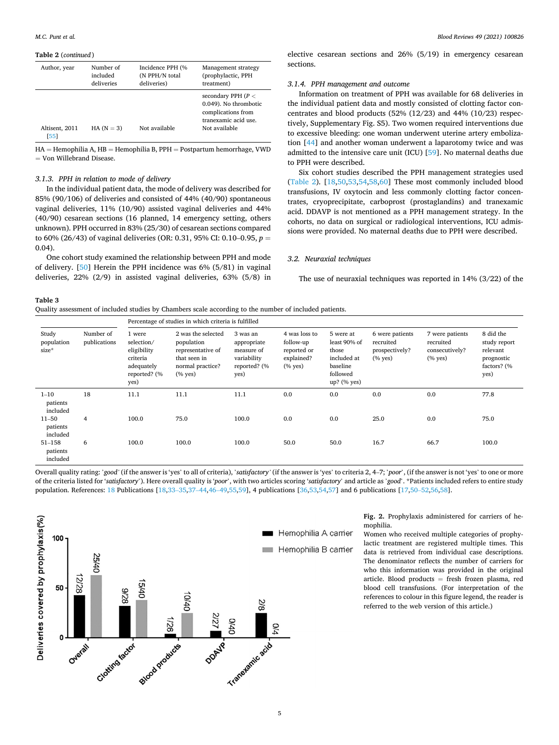**Table 2** (*continued*)

| Author, year | Number of included deliveries | Incidence PPH (% (N PPH/N total deliveries) | Management strategy (prophylactic, PPH treatment) |
|---|---|---|---|
| | | | secondary PPH ($P < 0.049$). No thrombotic complications from tranexamic acid use. |
| Altisent, 2011 [55] | HA (N = 3) | Not available | Not available |

HA = Hemophilia A, HB = Hemophilia B, PPH = Postpartum hemorrhage, VWD = Von Willebrand Disease.

### 3.1.3. PPH in relation to mode of delivery

In the individual patient data, the mode of delivery was described for 85% (90/106) of deliveries and consisted of 44% (40/90) spontaneous vaginal deliveries, 11% (10/90) assisted vaginal deliveries and 44% (40/90) cesarean sections (16 planned, 14 emergency setting, others unknown). PPH occurred in 83% (25/30) of cesarean sections compared to 60% (26/43) of vaginal deliveries (OR: 0.31, 95% CI: 0.10–0.95, $p = 0.04$).

One cohort study examined the relationship between PPH and mode of delivery. [50] Herein the PPH incidence was 6% (5/81) in vaginal deliveries, 22% (2/9) in assisted vaginal deliveries, 63% (5/8) in elective cesarean sections and 26% (5/19) in emergency cesarean sections.

### 3.1.4. PPH management and outcome

Information on treatment of PPH was available for 68 deliveries in the individual patient data and mostly consisted of clotting factor concentrates and blood products (52% (12/23) and 44% (10/23) respectively, Supplementary Fig. S5). Two women required interventions due to excessive bleeding: one woman underwent uterine artery embolization [44] and another woman underwent a laparotomy twice and was admitted to the intensive care unit (ICU) [59]. No maternal deaths due to PPH were described.

Six cohort studies described the PPH management strategies used (Table 2). [18,50,53,54,58,60] These most commonly included blood transfusions, IV oxytocin and less commonly clotting factor concentrates, cryoprecipitate, carboprost (prostaglandins) and tranexamic acid. DDAVP is not mentioned as a PPH management strategy. In the cohorts, no data on surgical or radiological interventions, ICU admissions were provided. No maternal deaths due to PPH were described.

## 3.2. Neuraxial techniques

The use of neuraxial techniques was reported in 14% (3/22) of the

**Table 3**
Quality assessment of included studies by Chambers scale according to the number of included patients.

| | | Percentage of studies in which criteria is fulfilled | | | | | | | |
|---|---|---|---|---|---|---|---|---|---|
| Study population size* | Number of publications | 1 were selection/ eligibility criteria adequately reported? (% yes) | 2 was the selected population representative of that seen in normal practice? (% yes) | 3 was an appropriate measure of variability reported? (% yes) | 4 was loss to follow-up reported or explained? (% yes) | 5 were at least 90% of those included at baseline followed up? (% yes) | 6 were patients recruited prospectively? (% yes) | 7 were patients recruited consecutively? (% yes) | 8 did the study report relevant prognostic factors? (% yes) |
| 1–10 patients included | 18 | 11.1 | 11.1 | 11.1 | 0.0 | 0.0 | 0.0 | 0.0 | 77.8 |
| 11–50 patients included | 4 | 100.0 | 75.0 | 100.0 | 0.0 | 0.0 | 25.0 | 0.0 | 75.0 |
| 51–158 patients included | 6 | 100.0 | 100.0 | 100.0 | 50.0 | 50.0 | 16.7 | 66.7 | 100.0 |

Overall quality rating: '*good*' (if the answer is 'yes' to all of criteria), '*satisfactory*' (if the answer is 'yes' to criteria 2, 4–7; '*poor*', (if the answer is not 'yes' to one or more of the criteria listed for '*satisfactory*'). Here overall quality is '*poor*', with two articles scoring '*satisfactory*' and article as '*good*'. *Patients included refers to entire study population. References: 18 Publications [18,33–35,37–44,46–49,55,59], 4 publications [36,53,54,57] and 6 publications [17,50–52,56,58].

**Fig. 2.** Prophylaxis administered for carriers of hemophilia.
Women who received multiple categories of prophylactic treatment are registered multiple times. This data is retrieved from individual case descriptions. The denominator reflects the number of carriers for who this information was provided in the original article. Blood products = fresh frozen plasma, red blood cell transfusions. (For interpretation of the references to colour in this figure legend, the reader is referred to the web version of this article.)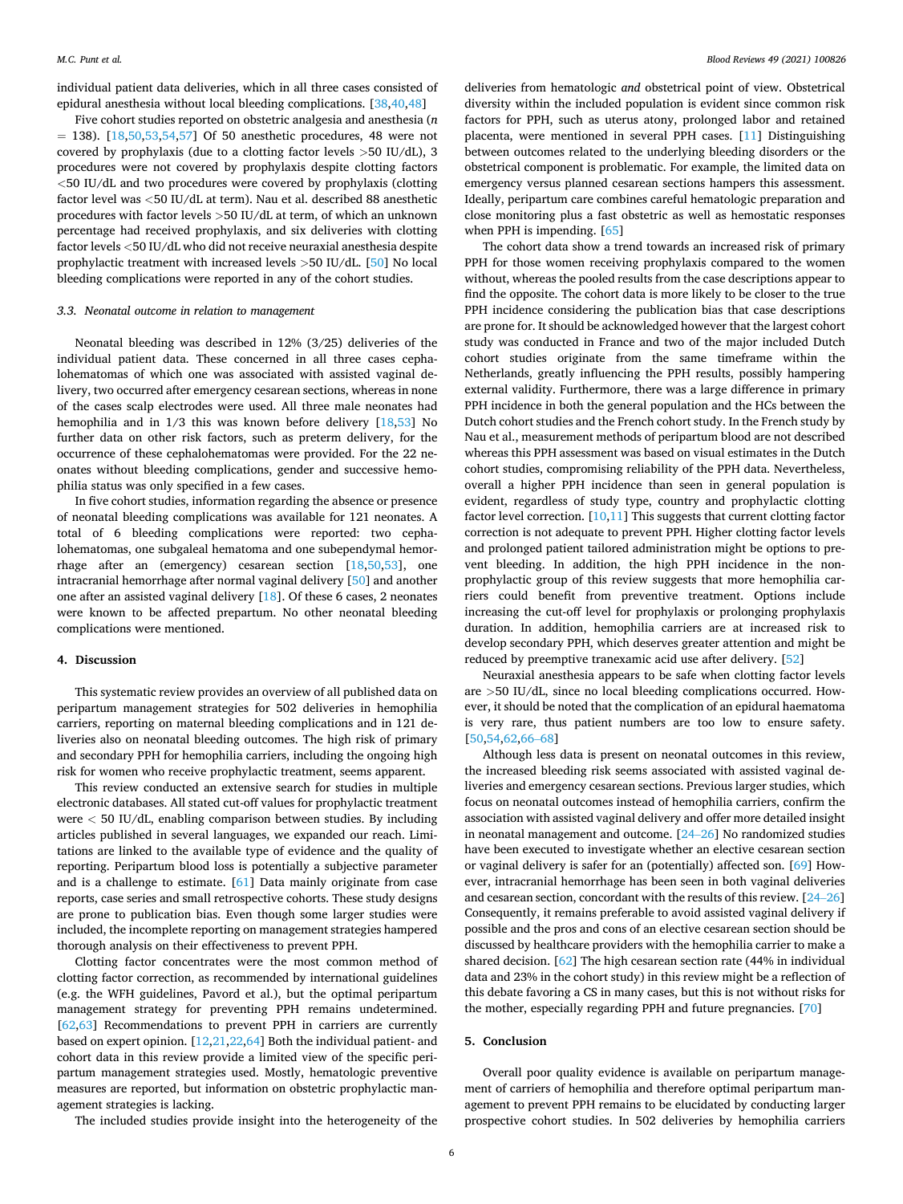individual patient data deliveries, which in all three cases consisted of epidural anesthesia without local bleeding complications. [38,40,48]

Five cohort studies reported on obstetric analgesia and anesthesia ($n = 138$). [18,50,53,54,57] Of 50 anesthetic procedures, 48 were not covered by prophylaxis (due to a clotting factor levels >50 IU/dL), 3 procedures were not covered by prophylaxis despite clotting factors <50 IU/dL and two procedures were covered by prophylaxis (clotting factor level was <50 IU/dL at term). Nau et al. described 88 anesthetic procedures with factor levels >50 IU/dL at term, of which an unknown percentage had received prophylaxis, and six deliveries with clotting factor levels <50 IU/dL who did not receive neuraxial anesthesia despite prophylactic treatment with increased levels >50 IU/dL. [50] No local bleeding complications were reported in any of the cohort studies.

### 3.3. Neonatal outcome in relation to management

Neonatal bleeding was described in 12% (3/25) deliveries of the individual patient data. These concerned in all three cases cephalohematomas of which one was associated with assisted vaginal delivery, two occurred after emergency cesarean sections, whereas in none of the cases scalp electrodes were used. All three male neonates had hemophilia and in 1/3 this was known before delivery [18,53] No further data on other risk factors, such as preterm delivery, for the occurrence of these cephalohematomas were provided. For the 22 neonates without bleeding complications, gender and successive hemophilia status was only specified in a few cases.

In five cohort studies, information regarding the absence or presence of neonatal bleeding complications was available for 121 neonates. A total of 6 bleeding complications were reported: two cephalohematomas, one subgaleal hematoma and one subependymal hemorrhage after an (emergency) cesarean section [18,50,53], one intracranial hemorrhage after normal vaginal delivery [50] and another one after an assisted vaginal delivery [18]. Of these 6 cases, 2 neonates were known to be affected prepartum. No other neonatal bleeding complications were mentioned.

## 4. Discussion

This systematic review provides an overview of all published data on peripartum management strategies for 502 deliveries in hemophilia carriers, reporting on maternal bleeding complications and in 121 deliveries also on neonatal bleeding outcomes. The high risk of primary and secondary PPH for hemophilia carriers, including the ongoing high risk for women who receive prophylactic treatment, seems apparent.

This review conducted an extensive search for studies in multiple electronic databases. All stated cut-off values for prophylactic treatment were < 50 IU/dL, enabling comparison between studies. By including articles published in several languages, we expanded our reach. Limitations are linked to the available type of evidence and the quality of reporting. Peripartum blood loss is potentially a subjective parameter and is a challenge to estimate. [61] Data mainly originate from case reports, case series and small retrospective cohorts. These study designs are prone to publication bias. Even though some larger studies were included, the incomplete reporting on management strategies hampered thorough analysis on their effectiveness to prevent PPH.

Clotting factor concentrates were the most common method of clotting factor correction, as recommended by international guidelines (e.g. the WFH guidelines, Pavord et al.), but the optimal peripartum management strategy for preventing PPH remains undetermined. [62,63] Recommendations to prevent PPH in carriers are currently based on expert opinion. [12,21,22,64] Both the individual patient- and cohort data in this review provide a limited view of the specific peripartum management strategies used. Mostly, hematologic preventive measures are reported, but information on obstetric prophylactic management strategies is lacking.

The included studies provide insight into the heterogeneity of the deliveries from hematologic *and* obstetrical point of view. Obstetrical diversity within the included population is evident since common risk factors for PPH, such as uterus atony, prolonged labor and retained placenta, were mentioned in several PPH cases. [11] Distinguishing between outcomes related to the underlying bleeding disorders or the obstetrical component is problematic. For example, the limited data on emergency versus planned cesarean sections hampers this assessment. Ideally, peripartum care combines careful hematologic preparation and close monitoring plus a fast obstetric as well as hemostatic responses when PPH is impending. [65]

The cohort data show a trend towards an increased risk of primary PPH for those women receiving prophylaxis compared to the women without, whereas the pooled results from the case descriptions appear to find the opposite. The cohort data is more likely to be closer to the true PPH incidence considering the publication bias that case descriptions are prone for. It should be acknowledged however that the largest cohort study was conducted in France and two of the major included Dutch cohort studies originate from the same timeframe within the Netherlands, greatly influencing the PPH results, possibly hampering external validity. Furthermore, there was a large difference in primary PPH incidence in both the general population and the HCs between the Dutch cohort studies and the French cohort study. In the French study by Nau et al., measurement methods of peripartum blood are not described whereas this PPH assessment was based on visual estimates in the Dutch cohort studies, compromising reliability of the PPH data. Nevertheless, overall a higher PPH incidence than seen in general population is evident, regardless of study type, country and prophylactic clotting factor level correction. [10,11] This suggests that current clotting factor correction is not adequate to prevent PPH. Higher clotting factor levels and prolonged patient tailored administration might be options to prevent bleeding. In addition, the high PPH incidence in the non-prophylactic group of this review suggests that more hemophilia carriers could benefit from preventive treatment. Options include increasing the cut-off level for prophylaxis or prolonging prophylaxis duration. In addition, hemophilia carriers are at increased risk to develop secondary PPH, which deserves greater attention and might be reduced by preemptive tranexamic acid use after delivery. [52]

Neuraxial anesthesia appears to be safe when clotting factor levels are >50 IU/dL, since no local bleeding complications occurred. However, it should be noted that the complication of an epidural haematoma is very rare, thus patient numbers are too low to ensure safety. [50,54,62,66–68]

Although less data is present on neonatal outcomes in this review, the increased bleeding risk seems associated with assisted vaginal deliveries and emergency cesarean sections. Previous larger studies, which focus on neonatal outcomes instead of hemophilia carriers, confirm the association with assisted vaginal delivery and offer more detailed insight in neonatal management and outcome. [24–26] No randomized studies have been executed to investigate whether an elective cesarean section or vaginal delivery is safer for an (potentially) affected son. [69] However, intracranial hemorrhage has been seen in both vaginal deliveries and cesarean section, concordant with the results of this review. [24–26] Consequently, it remains preferable to avoid assisted vaginal delivery if possible and the pros and cons of an elective cesarean section should be discussed by healthcare providers with the hemophilia carrier to make a shared decision. [62] The high cesarean section rate (44% in individual data and 23% in the cohort study) in this review might be a reflection of this debate favoring a CS in many cases, but this is not without risks for the mother, especially regarding PPH and future pregnancies. [70]

## 5. Conclusion

Overall poor quality evidence is available on peripartum management of carriers of hemophilia and therefore optimal peripartum management to prevent PPH remains to be elucidated by conducting larger prospective cohort studies. In 502 deliveries by hemophilia carriers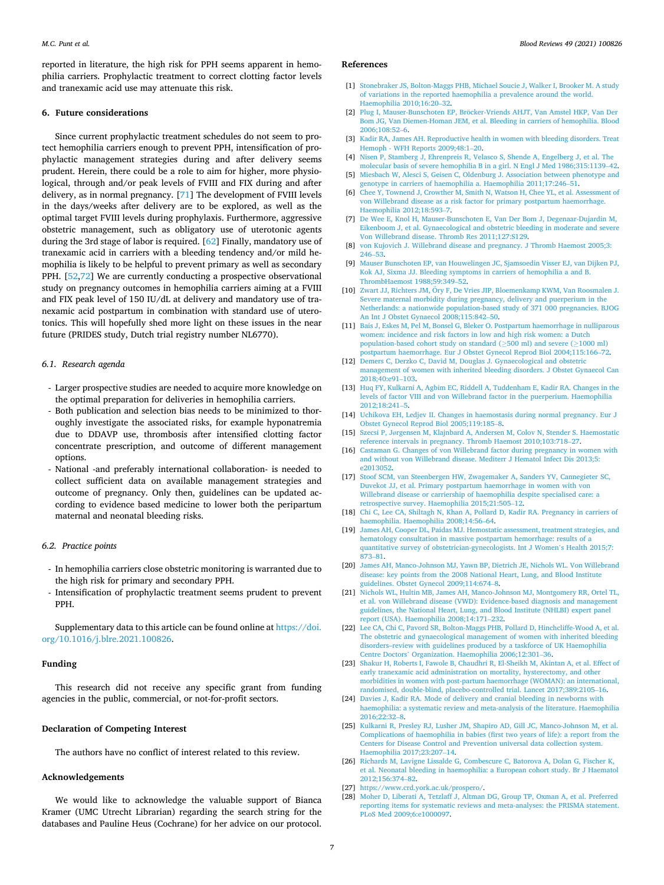reported in literature, the high risk for PPH seems apparent in hemophilia carriers. Prophylactic treatment to correct clotting factor levels and tranexamic acid use may attenuate this risk.

## 6. Future considerations

Since current prophylactic treatment schedules do not seem to protect hemophilia carriers enough to prevent PPH, intensification of prophylactic management strategies during and after delivery seems prudent. Herein, there could be a role to aim for higher, more physiological, through and/or peak levels of FVIII and FIX during and after delivery, as in normal pregnancy. [71] The development of FVIII levels in the days/weeks after delivery are to be explored, as well as the optimal target FVIII levels during prophylaxis. Furthermore, aggressive obstetric management, such as obligatory use of uterotonic agents during the 3rd stage of labor is required. [62] Finally, mandatory use of tranexamic acid in carriers with a bleeding tendency and/or mild hemophilia is likely to be helpful to prevent primary as well as secondary PPH. [52,72] We are currently conducting a prospective observational study on pregnancy outcomes in hemophilia carriers aiming at a FVIII and FIX peak level of 150 IU/dL at delivery and mandatory use of tranexamic acid postpartum in combination with standard use of uterotonics. This will hopefully shed more light on these issues in the near future (PRIDES study, Dutch trial registry number NL6770).

### 6.1. Research agenda

- Larger prospective studies are needed to acquire more knowledge on the optimal preparation for deliveries in hemophilia carriers.
- Both publication and selection bias needs to be minimized to thoroughly investigate the associated risks, for example hyponatremia due to DDAVP use, thrombosis after intensified clotting factor concentrate prescription, and outcome of different management options.
- National -and preferably international collaboration- is needed to collect sufficient data on available management strategies and outcome of pregnancy. Only then, guidelines can be updated according to evidence based medicine to lower both the peripartum maternal and neonatal bleeding risks.

### 6.2. Practice points

- In hemophilia carriers close obstetric monitoring is warranted due to the high risk for primary and secondary PPH.
- Intensification of prophylactic treatment seems prudent to prevent PPH.

Supplementary data to this article can be found online at https://doi.org/10.1016/j.blre.2021.100826.

## Funding

This research did not receive any specific grant from funding agencies in the public, commercial, or not-for-profit sectors.

## Declaration of Competing Interest

The authors have no conflict of interest related to this review.

## Acknowledgements

We would like to acknowledge the valuable support of Bianca Kramer (UMC Utrecht Librarian) regarding the search string for the databases and Pauline Heus (Cochrane) for her advice on our protocol.

## References

[1] Stonebraker JS, Bolton-Maggs PHB, Michael Soucie J, Walker I, Brooker M. A study of variations in the reported haemophilia a prevalence around the world. Haemophilia 2010;16:20–32.

[2] Plug I, Mauser-Bunschoten EP, Bröcker-Vriends AHJT, Van Amstel HKP, Van Der Bom JG, Van Diemen-Homan JEM, et al. Bleeding in carriers of hemophilia. Blood 2006;108:52–6.

[3] Kadir RA, James AH. Reproductive health in women with bleeding disorders. Treat Hemoph - WFH Reports 2009;48:1–20.

[4] Nisen P, Stamberg J, Ehrenpreis R, Velasco S, Shende A, Engelberg J, et al. The molecular basis of severe hemophilia B in a girl. N Engl J Med 1986;315:1139–42.

[5] Miesbach W, Alesci S, Geisen C, Oldenburg J. Association between phenotype and genotype in carriers of haemophilia a. Haemophilia 2011;17:246–51.

[6] Chee Y, Townend J, Crowther M, Smith N, Watson H, Chee YL, et al. Assessment of von Willebrand disease as a risk factor for primary postpartum haemorrhage. Haemophilia 2012;18:593–7.

[7] De Wee E, Knol H, Mauser-Bunschoten E, Van Der Bom J, Degenaar-Dujardin M, Eikenboom J, et al. Gynaecological and obstetric bleeding in moderate and severe Von Willebrand disease. Thromb Res 2011;127:S129.

[8] von Kujovich J. Willebrand disease and pregnancy. J Thromb Haemost 2005;3:246–53.

[9] Mauser Bunschoten EP, van Houwelingen JC, Sjamsoedin Visser EJ, van Dijken PJ, Kok AJ, Sixma JJ. Bleeding symptoms in carriers of hemophilia a and B. ThrombHaemost 1988;59:349–52.

[10] Zwart JJ, Richters JM, Öry F, De Vries JIP, Bloemenkamp KWM, Van Roosmalen J. Severe maternal morbidity during pregnancy, delivery and puerperium in the Netherlands: a nationwide population-based study of 371 000 pregnancies. BJOG An Int J Obstet Gynaecol 2008;115:842–50.

[11] Bais J, Eskes M, Pel M, Bonsel G, Bleker O. Postpartum haemorrhage in nulliparous women: incidence and risk factors in low and high risk women: a Dutch population-based cohort study on standard (≥500 ml) and severe (≥1000 ml) postpartum haemorrhage. Eur J Obstet Gynecol Reprod Biol 2004;115:166–72.

[12] Demers C, Derzko C, David M, Douglas J. Gynaecological and obstetric management of women with inherited bleeding disorders. J Obstet Gynaecol Can 2018;40:e91–103.

[13] Huq FY, Kulkarni A, Agbim EC, Riddell A, Tuddenham E, Kadir RA. Changes in the levels of factor VIII and von Willebrand factor in the puerperium. Haemophilia 2012;18:241–5.

[14] Uchikova EH, Ledjev II. Changes in haemostasis during normal pregnancy. Eur J Obstet Gynecol Reprod Biol 2005;119:185–8.

[15] Szecsi P, Jørgensen M, Klajnbard A, Andersen M, Colov N, Stender S. Haemostatic reference intervals in pregnancy. Thromb Haemost 2010;103:718–27.

[16] Castaman G. Changes of von Willebrand factor during pregnancy in women with and without von Willebrand disease. Mediterr J Hematol Infect Dis 2013;5:e2013052.

[17] Stoof SCM, van Steenbergen HW, Zwagemaker A, Sanders YV, Cannegieter SC, Duvekot JJ, et al. Primary postpartum haemorrhage in women with von Willebrand disease or carriership of haemophilia despite specialised care: a retrospective survey. Haemophilia 2015;21:505–12.

[18] Chi C, Lee CA, Shiltagh N, Khan A, Pollard D, Kadir RA. Pregnancy in carriers of haemophilia. Haemophilia 2008;14:56–64.

[19] James AH, Cooper DL, Paidas MJ. Hemostatic assessment, treatment strategies, and hematology consultation in massive postpartum hemorrhage: results of a quantitative survey of obstetrician-gynecologists. Int J Women's Health 2015;7:873–81.

[20] James AH, Manco-Johnson MJ, Yawn BP, Dietrich JE, Nichols WL. Von Willebrand disease: key points from the 2008 National Heart, Lung, and Blood Institute guidelines. Obstet Gynecol 2009;114:674–8.

[21] Nichols WL, Hultin MB, James AH, Manco-Johnson MJ, Montgomery RR, Ortel TL, et al. von Willebrand disease (VWD): Evidence-based diagnosis and management guidelines, the National Heart, Lung, and Blood Institute (NHLBI) expert panel report (USA). Haemophilia 2008;14:171–232.

[22] Lee CA, Chi C, Pavord SR, Bolton-Maggs PHB, Pollard D, Hinchcliffe-Wood A, et al. The obstetric and gynaecological management of women with inherited bleeding disorders–review with guidelines produced by a taskforce of UK Haemophilia Centre Doctors' Organization. Haemophilia 2006;12:301–36.

[23] Shakur H, Roberts I, Fawole B, Chaudhri R, El-Sheikh M, Akintan A, et al. Effect of early tranexamic acid administration on mortality, hysterectomy, and other morbidities in women with post-partum haemorrhage (WOMAN): an international, randomised, double-blind, placebo-controlled trial. Lancet 2017;389:2105–16.

[24] Davies J, Kadir RA. Mode of delivery and cranial bleeding in newborns with haemophilia: a systematic review and meta-analysis of the literature. Haemophilia 2016;22:32–8.

[25] Kulkarni R, Presley RJ, Lusher JM, Shapiro AD, Gill JC, Manco-Johnson M, et al. Complications of haemophilia in babies (first two years of life): a report from the Centers for Disease Control and Prevention universal data collection system. Haemophilia 2017;23:207–14.

[26] Richards M, Lavigne Lissalde G, Combescure C, Batorova A, Dolan G, Fischer K, et al. Neonatal bleeding in haemophilia: a European cohort study. Br J Haematol 2012;156:374–82.

[27] https://www.crd.york.ac.uk/prospero/.

[28] Moher D, Liberati A, Tetzlaff J, Altman DG, Group TP, Oxman A, et al. Preferred reporting items for systematic reviews and meta-analyses: the PRISMA statement. PLoS Med 2009;6:e1000097.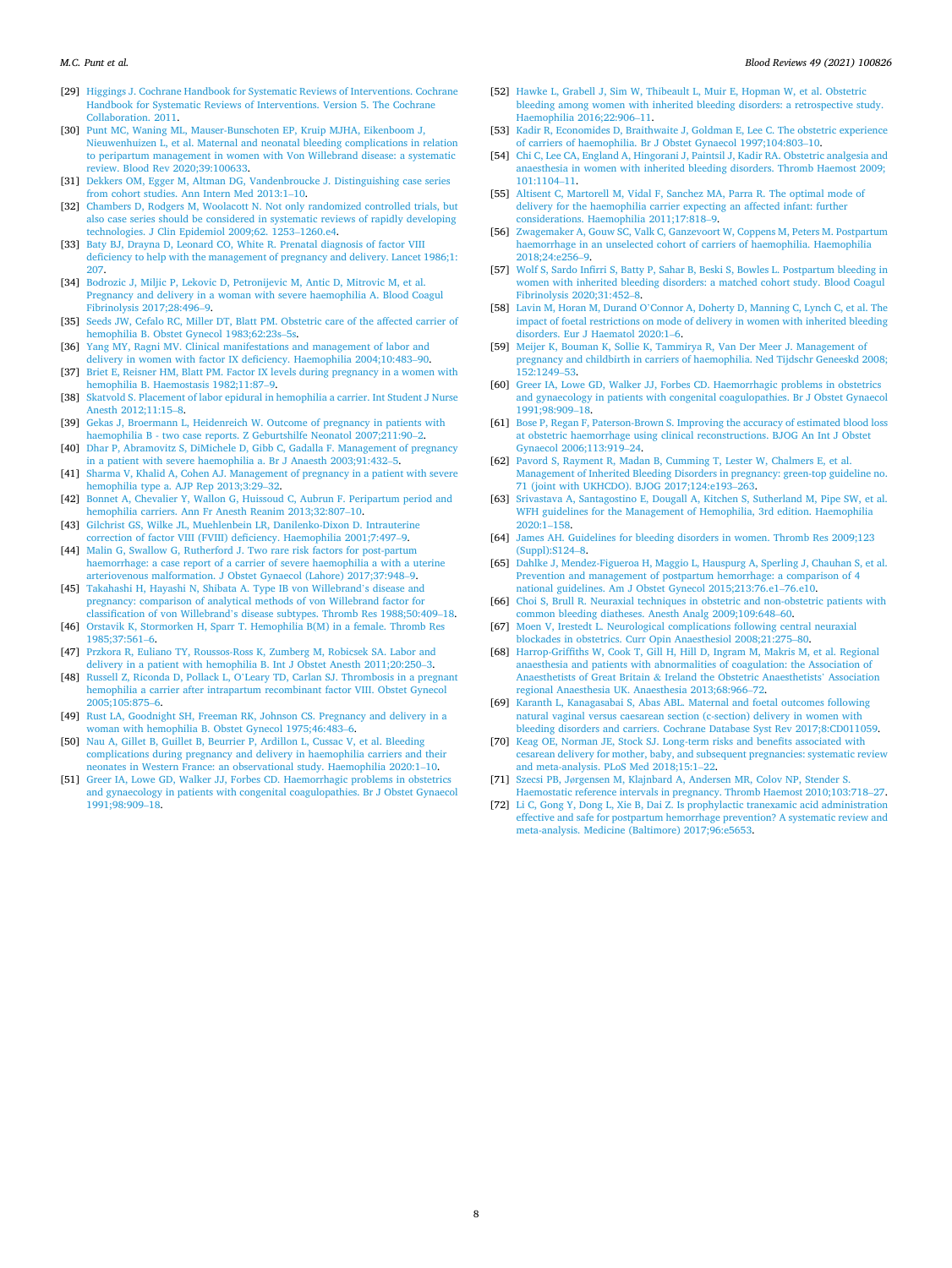[29] Higgins J. Cochrane Handbook for Systematic Reviews of Interventions. Cochrane Handbook for Systematic Reviews of Interventions. Version 5. The Cochrane Collaboration. 2011.

[30] Punt MC, Waning ML, Mauser-Bunschoten EP, Kruip MJHA, Eikenboom J, Nieuwenhuizen L, et al. Maternal and neonatal bleeding complications in relation to peripartum management in women with Von Willebrand disease: a systematic review. Blood Rev 2020;39:100633.

[31] Dekkers OM, Egger M, Altman DG, Vandenbroucke J. Distinguishing case series from cohort studies. Ann Intern Med 2013:1–10.

[32] Chambers D, Rodgers M, Woolacott N. Not only randomized controlled trials, but also case series should be considered in systematic reviews of rapidly developing technologies. J Clin Epidemiol 2009;62. 1253–1260.e4.

[33] Baty BJ, Drayna D, Leonard CO, White R. Prenatal diagnosis of factor VIII deficiency to help with the management of pregnancy and delivery. Lancet 1986;1:207.

[34] Bodrozic J, Miljic P, Lekovic D, Petronijevic M, Antic D, Mitrovic M, et al. Pregnancy and delivery in a woman with severe haemophilia A. Blood Coagul Fibrinolysis 2017;28:496–9.

[35] Seeds JW, Cefalo RC, Miller DT, Blatt PM. Obstetric care of the affected carrier of hemophilia B. Obstet Gynecol 1983;62:23s–5s.

[36] Yang MY, Ragni MV. Clinical manifestations and management of labor and delivery in women with factor IX deficiency. Haemophilia 2004;10:483–90.

[37] Briet E, Reisner HM, Blatt PM. Factor IX levels during pregnancy in a women with hemophilia B. Haemostasis 1982;11:87–9.

[38] Skatvold S. Placement of labor epidural in hemophilia a carrier. Int Student J Nurse Anesth 2012;11:15–8.

[39] Gekas J, Broermann L, Heidenreich W. Outcome of pregnancy in patients with haemophilia B - two case reports. Z Geburtshilfe Neonatol 2007;211:90–2.

[40] Dhar P, Abramovitz S, DiMichele D, Gibb C, Gadalla F. Management of pregnancy in a patient with severe haemophilia a. Br J Anaesth 2003;91:432–5.

[41] Sharma V, Khalid A, Cohen AJ. Management of pregnancy in a patient with severe hemophilia type a. AJP Rep 2013;3:29–32.

[42] Bonnet A, Chevalier Y, Wallon G, Huissoud C, Aubrun F. Peripartum period and hemophilia carriers. Ann Fr Anesth Reanim 2013;32:807–10.

[43] Gilchrist GS, Wilke JL, Muehlenbein LR, Danilenko-Dixon D. Intrauterine correction of factor VIII (FVIII) deficiency. Haemophilia 2001;7:497–9.

[44] Malin G, Swallow G, Rutherford J. Two rare risk factors for post-partum haemorrhage: a case report of a carrier of severe haemophilia a with a uterine arteriovenous malformation. J Obstet Gynaecol (Lahore) 2017;37:948–9.

[45] Takahashi H, Hayashi N, Shibata A. Type IB von Willebrand's disease and pregnancy: comparison of analytical methods of von Willebrand factor for classification of von Willebrand's disease subtypes. Thromb Res 1988;50:409–18.

[46] Orstavik K, Stormorken H, Sparr T. Hemophilia B(M) in a female. Thromb Res 1985;37:561–6.

[47] Przkora R, Euliano TY, Roussos-Ross K, Zumberg M, Robicsek SA. Labor and delivery in a patient with hemophilia B. Int J Obstet Anesth 2011;20:250–3.

[48] Russell Z, Riconda D, Pollack L, O'Leary TD, Carlan SJ. Thrombosis in a pregnant hemophilia a carrier after intrapartum recombinant factor VIII. Obstet Gynecol 2005;105:875–6.

[49] Rust LA, Goodnight SH, Freeman RK, Johnson CS. Pregnancy and delivery in a woman with hemophilia B. Obstet Gynecol 1975;46:483–6.

[50] Nau A, Gillet B, Guillet B, Beurrier P, Ardillon L, Cussac V, et al. Bleeding complications during pregnancy and delivery in haemophilia carriers and their neonates in Western France: an observational study. Haemophilia 2020:1–10.

[51] Greer IA, Lowe GD, Walker JJ, Forbes CD. Haemorrhagic problems in obstetrics and gynaecology in patients with congenital coagulopathies. Br J Obstet Gynaecol 1991;98:909–18.

[52] Hawke L, Grabell J, Sim W, Thibeault L, Muir E, Hopman W, et al. Obstetric bleeding among women with inherited bleeding disorders: a retrospective study. Haemophilia 2016;22:906–11.

[53] Kadir R, Economides D, Braithwaite J, Goldman E, Lee C. The obstetric experience of carriers of haemophilia. Br J Obstet Gynaecol 1997;104:803–10.

[54] Chi C, Lee CA, England A, Hingorani J, Paintsil J, Kadir RA. Obstetric analgesia and anaesthesia in women with inherited bleeding disorders. Thromb Haemost 2009;101:1104–11.

[55] Altisent C, Martorell M, Vidal F, Sanchez MA, Parra R. The optimal mode of delivery for the haemophilia carrier expecting an affected infant: further considerations. Haemophilia 2011;17:818–9.

[56] Zwagemaker A, Gouw SC, Valk C, Ganzevoort W, Coppens M, Peters M. Postpartum haemorrhage in an unselected cohort of carriers of haemophilia. Haemophilia 2018;24:e256–9.

[57] Wolf S, Sardo Infirri S, Batty P, Sahar B, Beski S, Bowles L. Postpartum bleeding in women with inherited bleeding disorders: a matched cohort study. Blood Coagul Fibrinolysis 2020;31:452–8.

[58] Lavin M, Horan M, Durand O'Connor A, Doherty D, Manning C, Lynch C, et al. The impact of foetal restrictions on mode of delivery in women with inherited bleeding disorders. Eur J Haematol 2020:1–6.

[59] Meijer K, Bouman K, Sollie K, Tammirya R, Van Der Meer J. Management of pregnancy and childbirth in carriers of haemophilia. Ned Tijdschr Geneeskd 2008;152:1249–53.

[60] Greer IA, Lowe GD, Walker JJ, Forbes CD. Haemorrhagic problems in obstetrics and gynaecology in patients with congenital coagulopathies. Br J Obstet Gynaecol 1991;98:909–18.

[61] Bose P, Regan F, Paterson-Brown S. Improving the accuracy of estimated blood loss at obstetric haemorrhage using clinical reconstructions. BJOG An Int J Obstet Gynaecol 2006;113:919–24.

[62] Pavord S, Rayment R, Madan B, Cumming T, Lester W, Chalmers E, et al. Management of Inherited Bleeding Disorders in pregnancy: green-top guideline no. 71 (joint with UKHCDO). BJOG 2017;124:e193–263.

[63] Srivastava A, Santagostino E, Dougall A, Kitchen S, Sutherland M, Pipe SW, et al. WFH guidelines for the Management of Hemophilia, 3rd edition. Haemophilia 2020:1–158.

[64] James AH. Guidelines for bleeding disorders in women. Thromb Res 2009;123 (Suppl):S124–8.

[65] Dahlke J, Mendez-Figueroa H, Maggio L, Hauspurg A, Sperling J, Chauhan S, et al. Prevention and management of postpartum hemorrhage: a comparison of 4 national guidelines. Am J Obstet Gynecol 2015;213:76.e1–76.e10.

[66] Choi S, Brull R. Neuraxial techniques in obstetric and non-obstetric patients with common bleeding diatheses. Anesth Analg 2009;109:648–60.

[67] Moen V, Irestedt L. Neurological complications following central neuraxial blockades in obstetrics. Curr Opin Anaesthesiol 2008;21:275–80.

[68] Harrop-Griffiths W, Cook T, Gill H, Hill D, Ingram M, Makris M, et al. Regional anaesthesia and patients with abnormalities of coagulation: the Association of Anaesthetists of Great Britain & Ireland the Obstetric Anaesthetists' Association regional Anaesthesia UK. Anaesthesia 2013;68:966–72.

[69] Karanth L, Kanagasabai S, Abas ABL. Maternal and foetal outcomes following natural vaginal versus caesarean section (c-section) delivery in women with bleeding disorders and carriers. Cochrane Database Syst Rev 2017;8:CD011059.

[70] Keag OE, Norman JE, Stock SJ. Long-term risks and benefits associated with cesarean delivery for mother, baby, and subsequent pregnancies: systematic review and meta-analysis. PLoS Med 2018;15:1–22.

[71] Szecsi PB, Jørgensen M, Klajnbard A, Andersen MR, Colov NP, Stender S. Haemostatic reference intervals in pregnancy. Thromb Haemost 2010;103:718–27.

[72] Li C, Gong Y, Dong L, Xie B, Dai Z. Is prophylactic tranexamic acid administration effective and safe for postpartum hemorrhage prevention? A systematic review and meta-analysis. Medicine (Baltimore) 2017;96:e5653.